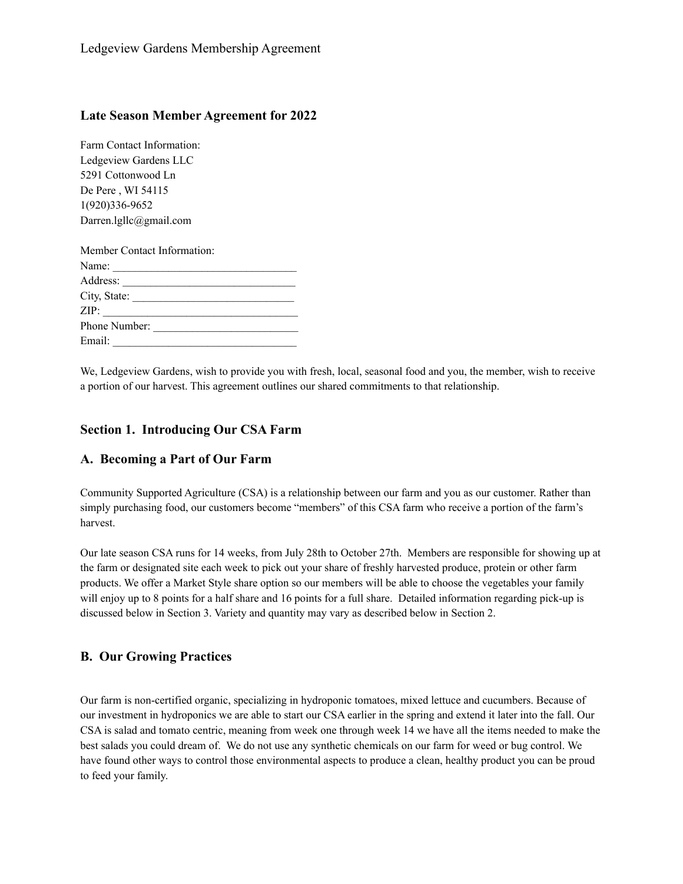Ledgeview Gardens Membership Agreement

## Late Season Member Agreement for 2022

Farm Contact Information:
Ledgeview Gardens LLC
5291 Cottonwood Ln
De Pere , WI 54115
1(920)336-9652
Darren.lgllc@gmail.com

Member Contact Information:
Name: ________________________________
Address: ______________________________
City, State: ____________________________
ZIP: __________________________________
Phone Number: _________________________
Email: ________________________________

We, Ledgeview Gardens, wish to provide you with fresh, local, seasonal food and you, the member, wish to receive a portion of our harvest. This agreement outlines our shared commitments to that relationship.

## Section 1. Introducing Our CSA Farm

### A. Becoming a Part of Our Farm

Community Supported Agriculture (CSA) is a relationship between our farm and you as our customer. Rather than simply purchasing food, our customers become "members" of this CSA farm who receive a portion of the farm's harvest.

Our late season CSA runs for 14 weeks, from July 28th to October 27th. Members are responsible for showing up at the farm or designated site each week to pick out your share of freshly harvested produce, protein or other farm products. We offer a Market Style share option so our members will be able to choose the vegetables your family will enjoy up to 8 points for a half share and 16 points for a full share. Detailed information regarding pick-up is discussed below in Section 3. Variety and quantity may vary as described below in Section 2.

### B. Our Growing Practices

Our farm is non-certified organic, specializing in hydroponic tomatoes, mixed lettuce and cucumbers. Because of our investment in hydroponics we are able to start our CSA earlier in the spring and extend it later into the fall. Our CSA is salad and tomato centric, meaning from week one through week 14 we have all the items needed to make the best salads you could dream of. We do not use any synthetic chemicals on our farm for weed or bug control. We have found other ways to control those environmental aspects to produce a clean, healthy product you can be proud to feed your family.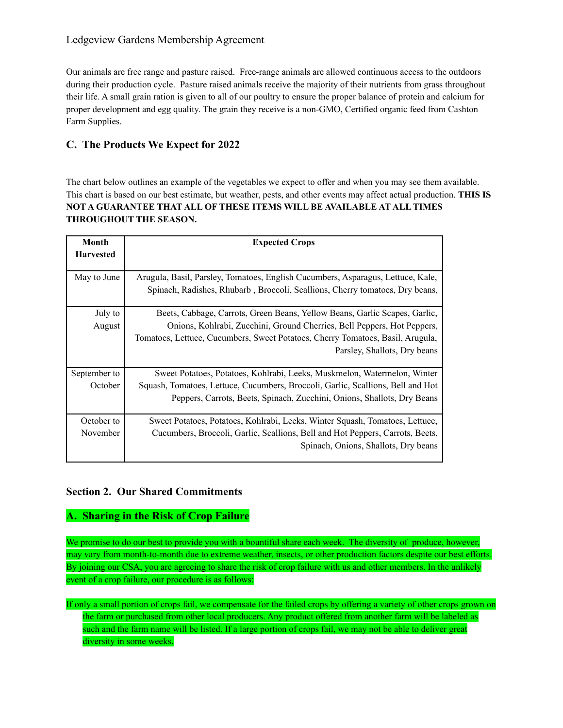Our animals are free range and pasture raised. Free-range animals are allowed continuous access to the outdoors during their production cycle. Pasture raised animals receive the majority of their nutrients from grass throughout their life. A small grain ration is given to all of our poultry to ensure the proper balance of protein and calcium for proper development and egg quality. The grain they receive is a non-GMO, Certified organic feed from Cashton Farm Supplies.

### C. The Products We Expect for 2022

The chart below outlines an example of the vegetables we expect to offer and when you may see them available. This chart is based on our best estimate, but weather, pests, and other events may affect actual production. **THIS IS NOT A GUARANTEE THAT ALL OF THESE ITEMS WILL BE AVAILABLE AT ALL TIMES THROUGHOUT THE SEASON.**

| Month Harvested | Expected Crops |
|---|---|
| May to June | Arugula, Basil, Parsley, Tomatoes, English Cucumbers, Asparagus, Lettuce, Kale, Spinach, Radishes, Rhubarb , Broccoli, Scallions, Cherry tomatoes, Dry beans, |
| July to August | Beets, Cabbage, Carrots, Green Beans, Yellow Beans, Garlic Scapes, Garlic, Onions, Kohlrabi, Zucchini, Ground Cherries, Bell Peppers, Hot Peppers, Tomatoes, Lettuce, Cucumbers, Sweet Potatoes, Cherry Tomatoes, Basil, Arugula, Parsley, Shallots, Dry beans |
| September to October | Sweet Potatoes, Potatoes, Kohlrabi, Leeks, Muskmelon, Watermelon, Winter Squash, Tomatoes, Lettuce, Cucumbers, Broccoli, Garlic, Scallions, Bell and Hot Peppers, Carrots, Beets, Spinach, Zucchini, Onions, Shallots, Dry Beans |
| October to November | Sweet Potatoes, Potatoes, Kohlrabi, Leeks, Winter Squash, Tomatoes, Lettuce, Cucumbers, Broccoli, Garlic, Scallions, Bell and Hot Peppers, Carrots, Beets, Spinach, Onions, Shallots, Dry beans |

## Section 2. Our Shared Commitments

### A. Sharing in the Risk of Crop Failure

We promise to do our best to provide you with a bountiful share each week. The diversity of produce, however, may vary from month-to-month due to extreme weather, insects, or other production factors despite our best efforts. By joining our CSA, you are agreeing to share the risk of crop failure with us and other members. In the unlikely event of a crop failure, our procedure is as follows:

If only a small portion of crops fail, we compensate for the failed crops by offering a variety of other crops grown on the farm or purchased from other local producers. Any product offered from another farm will be labeled as such and the farm name will be listed. If a large portion of crops fail, we may not be able to deliver great diversity in some weeks.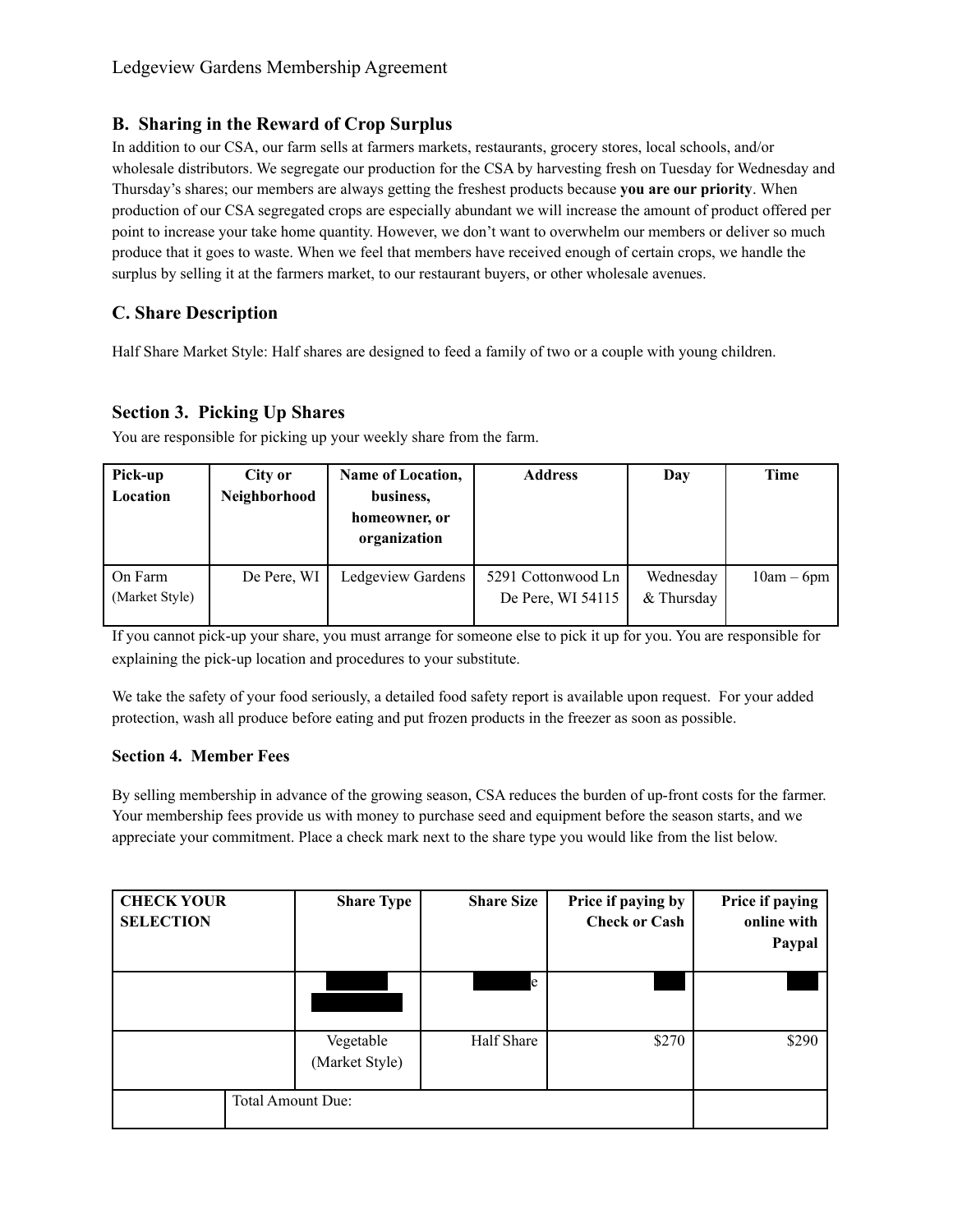## B. Sharing in the Reward of Crop Surplus

In addition to our CSA, our farm sells at farmers markets, restaurants, grocery stores, local schools, and/or wholesale distributors. We segregate our production for the CSA by harvesting fresh on Tuesday for Wednesday and Thursday's shares; our members are always getting the freshest products because **you are our priority**. When production of our CSA segregated crops are especially abundant we will increase the amount of product offered per point to increase your take home quantity. However, we don't want to overwhelm our members or deliver so much produce that it goes to waste. When we feel that members have received enough of certain crops, we handle the surplus by selling it at the farmers market, to our restaurant buyers, or other wholesale avenues.

## C. Share Description

Half Share Market Style: Half shares are designed to feed a family of two or a couple with young children.

## Section 3. Picking Up Shares

You are responsible for picking up your weekly share from the farm.

| Pick-up Location | City or Neighborhood | Name of Location, business, homeowner, or organization | Address | Day | Time |
|---|---|---|---|---|---|
| On Farm (Market Style) | De Pere, WI | Ledgeview Gardens | 5291 Cottonwood Ln De Pere, WI 54115 | Wednesday & Thursday | 10am – 6pm |

If you cannot pick-up your share, you must arrange for someone else to pick it up for you. You are responsible for explaining the pick-up location and procedures to your substitute.

We take the safety of your food seriously, a detailed food safety report is available upon request. For your added protection, wash all produce before eating and put frozen products in the freezer as soon as possible.

### Section 4. Member Fees

By selling membership in advance of the growing season, CSA reduces the burden of up-front costs for the farmer. Your membership fees provide us with money to purchase seed and equipment before the season starts, and we appreciate your commitment. Place a check mark next to the share type you would like from the list below.

| CHECK YOUR SELECTION | Share Type | Share Size | Price if paying by Check or Cash | Price if paying online with Paypal |
|---|---|---|---|---|
| | | e | | |
| | Vegetable (Market Style) | Half Share | $270 | $290 |
| Total Amount Due: | | | | |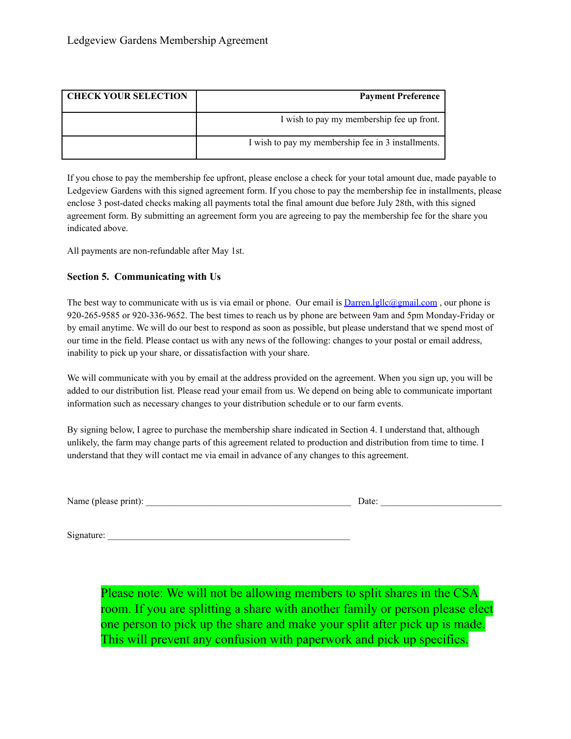| CHECK YOUR SELECTION | Payment Preference |
|---|---|
| | I wish to pay my membership fee up front. |
| | I wish to pay my membership fee in 3 installments. |

If you chose to pay the membership fee upfront, please enclose a check for your total amount due, made payable to Ledgeview Gardens with this signed agreement form. If you chose to pay the membership fee in installments, please enclose 3 post-dated checks making all payments total the final amount due before July 28th, with this signed agreement form. By submitting an agreement form you are agreeing to pay the membership fee for the share you indicated above.

All payments are non-refundable after May 1st.

### Section 5. Communicating with Us

The best way to communicate with us is via email or phone. Our email is Darren.lgllc@gmail.com , our phone is 920-265-9585 or 920-336-9652. The best times to reach us by phone are between 9am and 5pm Monday-Friday or by email anytime. We will do our best to respond as soon as possible, but please understand that we spend most of our time in the field. Please contact us with any news of the following: changes to your postal or email address, inability to pick up your share, or dissatisfaction with your share.

We will communicate with you by email at the address provided on the agreement. When you sign up, you will be added to our distribution list. Please read your email from us. We depend on being able to communicate important information such as necessary changes to your distribution schedule or to our farm events.

By signing below, I agree to purchase the membership share indicated in Section 4. I understand that, although unlikely, the farm may change parts of this agreement related to production and distribution from time to time. I understand that they will contact me via email in advance of any changes to this agreement.

Name (please print): ___________________________________________ Date: __________________________

Signature: ___________________________________________________

Please note: We will not be allowing members to split shares in the CSA room. If you are splitting a share with another family or person please elect one person to pick up the share and make your split after pick up is made. This will prevent any confusion with paperwork and pick up specifics.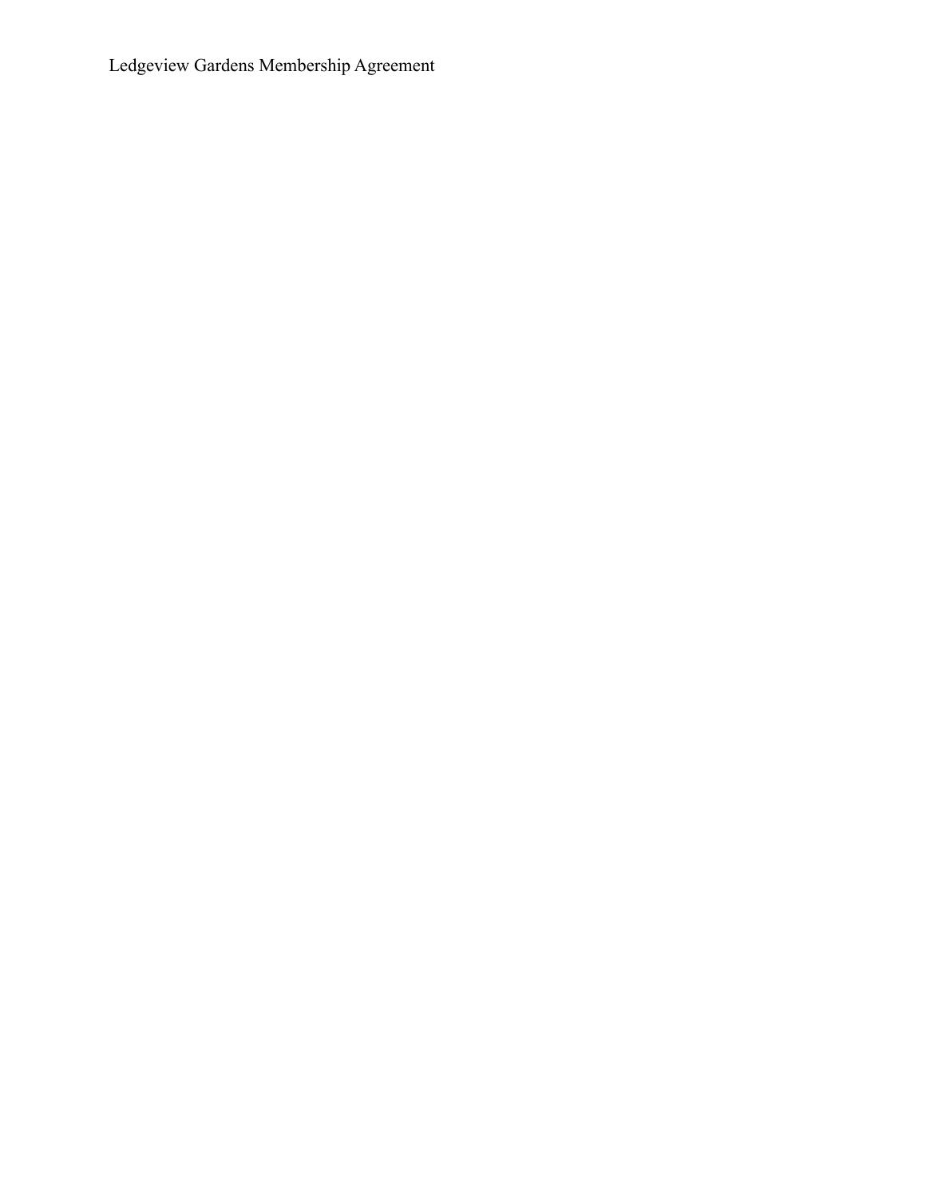Ledgeview Gardens Membership Agreement